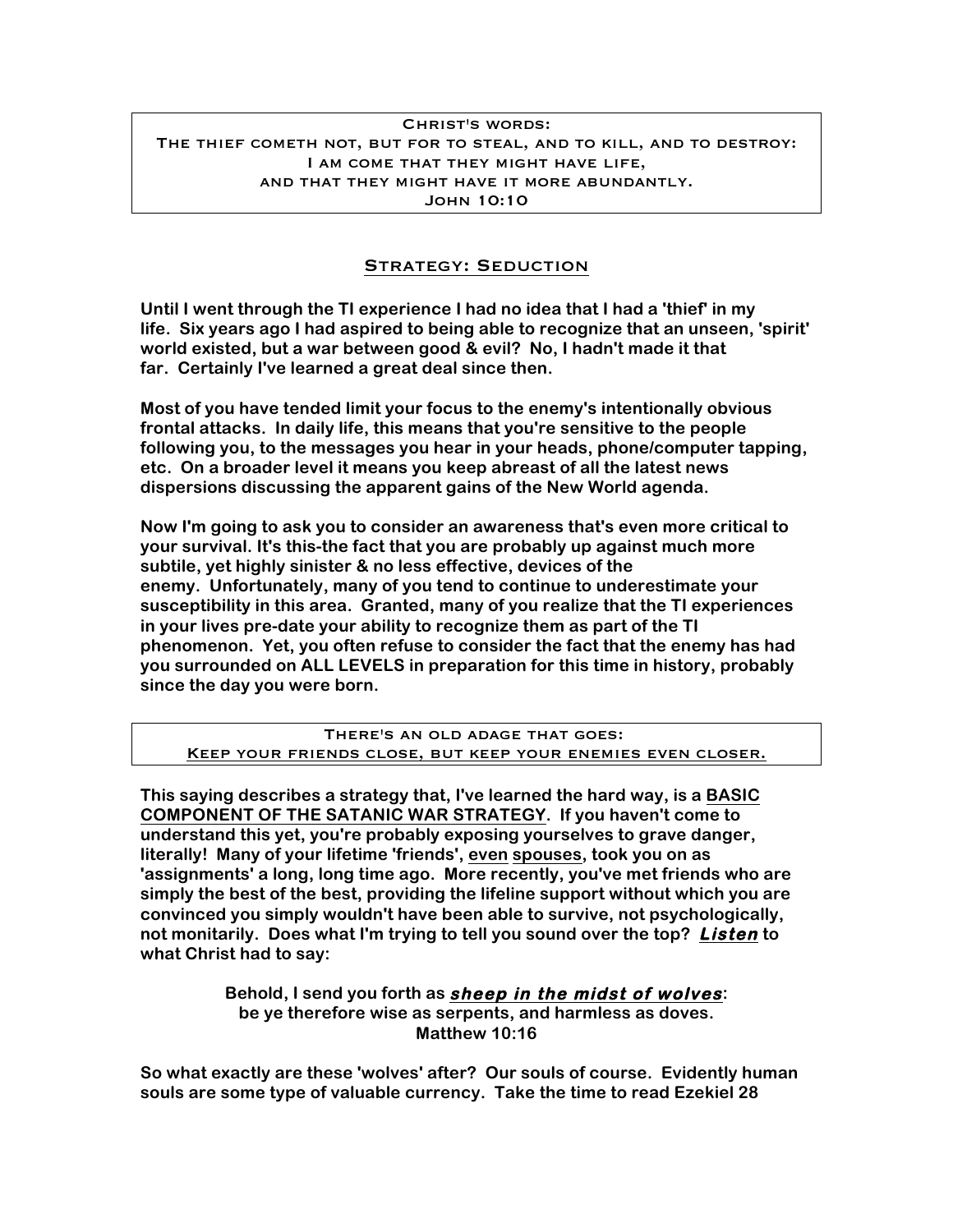> CHRIST'S WORDS:
> THE THIEF COMETH NOT, BUT FOR TO STEAL, AND TO KILL, AND TO DESTROY:
> I AM COME THAT THEY MIGHT HAVE LIFE,
> AND THAT THEY MIGHT HAVE IT MORE ABUNDANTLY.
> JOHN 10:10

## <u>STRATEGY: SEDUCTION</u>

**Until I went through the TI experience I had no idea that I had a 'thief' in my life. Six years ago I had aspired to being able to recognize that an unseen, 'spirit' world existed, but a war between good & evil? No, I hadn't made it that far. Certainly I've learned a great deal since then.**

**Most of you have tended limit your focus to the enemy's intentionally obvious frontal attacks. In daily life, this means that you're sensitive to the people following you, to the messages you hear in your heads, phone/computer tapping, etc. On a broader level it means you keep abreast of all the latest news dispersions discussing the apparent gains of the New World agenda.**

**Now I'm going to ask you to consider an awareness that's even more critical to your survival. It's this-the fact that you are probably up against much more subtile, yet highly sinister & no less effective, devices of the enemy. Unfortunately, many of you tend to continue to underestimate your susceptibility in this area. Granted, many of you realize that the TI experiences in your lives pre-date your ability to recognize them as part of the TI phenomenon. Yet, you often refuse to consider the fact that the enemy has had you surrounded on ALL LEVELS in preparation for this time in history, probably since the day you were born.**

> THERE'S AN OLD ADAGE THAT GOES:
> <u>KEEP YOUR FRIENDS CLOSE, BUT KEEP YOUR ENEMIES EVEN CLOSER.</u>

**This saying describes a strategy that, I've learned the hard way, is a <u>BASIC COMPONENT OF THE SATANIC WAR STRATEGY</u>. If you haven't come to understand this yet, you're probably exposing yourselves to grave danger, literally! Many of your lifetime 'friends', <u>even</u> <u>spouses</u>, took you on as 'assignments' a long, long time ago. More recently, you've met friends who are simply the best of the best, providing the lifeline support without which you are convinced you simply wouldn't have been able to survive, not psychologically, not monitarily. Does what I'm trying to tell you sound over the top? *<u>Listen</u>* to what Christ had to say:**

> **Behold, I send you forth as *<u>sheep in the midst of wolves</u>*:**
> **be ye therefore wise as serpents, and harmless as doves.**
> **Matthew 10:16**

**So what exactly are these 'wolves' after? Our souls of course. Evidently human souls are some type of valuable currency. Take the time to read Ezekiel 28**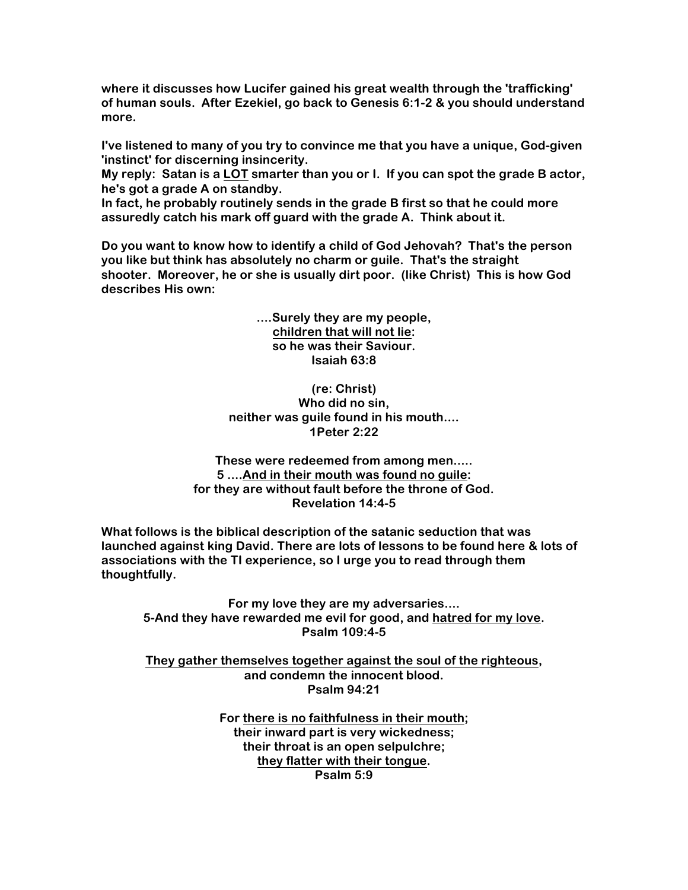**where it discusses how Lucifer gained his great wealth through the 'trafficking' of human souls. After Ezekiel, go back to Genesis 6:1-2 & you should understand more.**

**I've listened to many of you try to convince me that you have a unique, God-given 'instinct' for discerning insincerity.**
**My reply: Satan is a <u>LOT</u> smarter than you or I. If you can spot the grade B actor, he's got a grade A on standby.**
**In fact, he probably routinely sends in the grade B first so that he could more assuredly catch his mark off guard with the grade A. Think about it.**

**Do you want to know how to identify a child of God Jehovah? That's the person you like but think has absolutely no charm or guile. That's the straight shooter. Moreover, he or she is usually dirt poor. (like Christ) This is how God describes His own:**

> **....Surely they are my people,**
> **<u>children that will not lie</u>:**
> **so he was their Saviour.**
> **Isaiah 63:8**

> **(re: Christ)**
> **Who did no sin,**
> **neither was guile found in his mouth....**
> **1Peter 2:22**

> **These were redeemed from among men.....**
> **5 ....<u>And in their mouth was found no guile</u>:**
> **for they are without fault before the throne of God.**
> **Revelation 14:4-5**

**What follows is the biblical description of the satanic seduction that was launched against king David. There are lots of lessons to be found here & lots of associations with the TI experience, so I urge you to read through them thoughtfully.**

> **For my love they are my adversaries....**
> **5-And they have rewarded me evil for good, and <u>hatred for my love</u>.**
> **Psalm 109:4-5**

> **<u>They gather themselves together against the soul of the righteous</u>,**
> **and condemn the innocent blood.**
> **Psalm 94:21**

> **For <u>there is no faithfulness in their mouth</u>;**
> **their inward part is very wickedness;**
> **their throat is an open selpulchre;**
> **<u>they flatter with their tongue</u>.**
> **Psalm 5:9**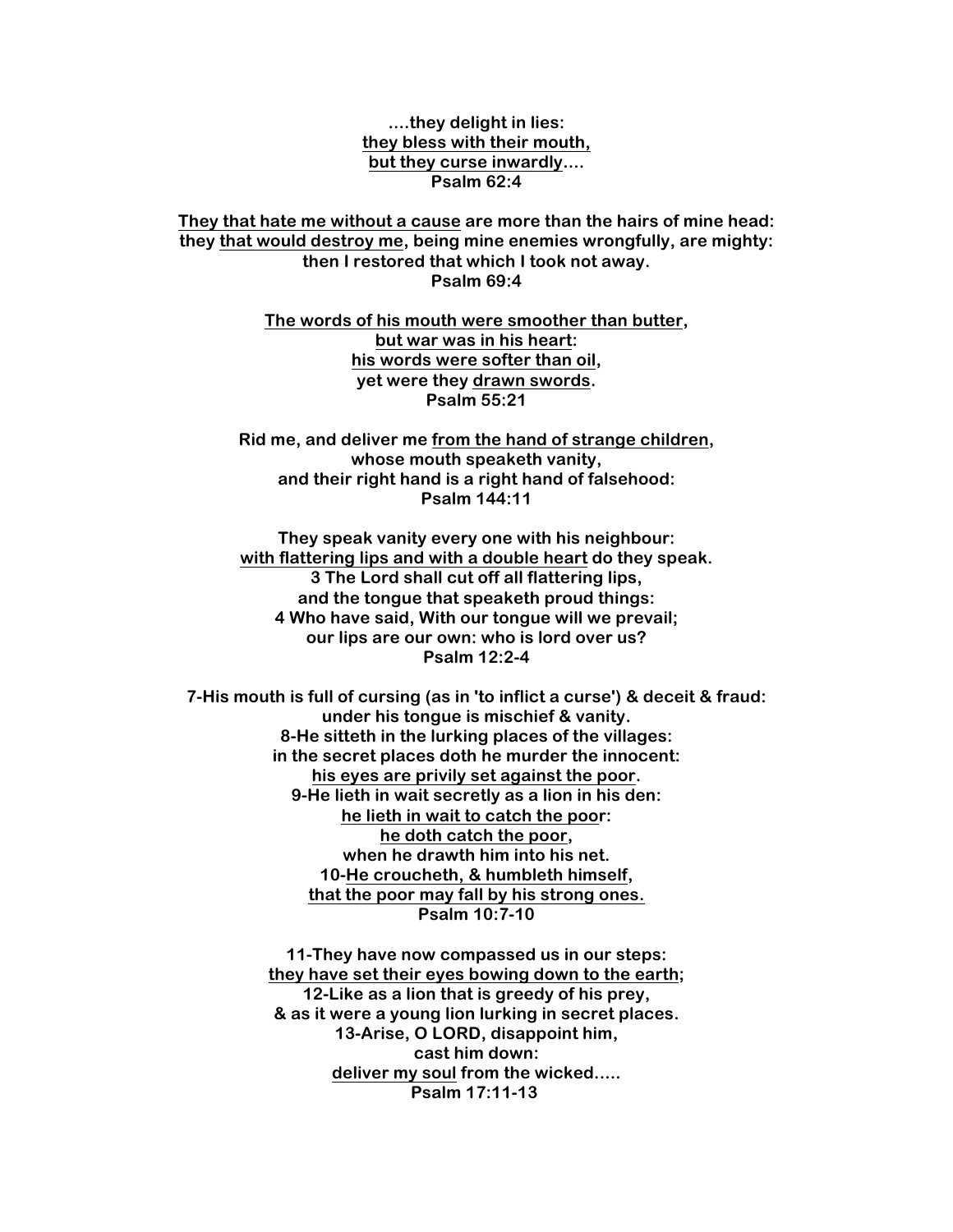**....they delight in lies:**
**<u>they bless with their mouth,</u>**
**<u>but they curse inwardly</u>....**
**Psalm 62:4**

**<u>They that hate me without a cause</u> are more than the hairs of mine head:**
**they <u>that would destroy me</u>, being mine enemies wrongfully, are mighty:**
**then I restored that which I took not away.**
**Psalm 69:4**

**<u>The words of his mouth were smoother than butter</u>,**
**<u>but war was in his heart</u>:**
**<u>his words were softer than oil</u>,**
**yet were they <u>drawn swords</u>.**
**Psalm 55:21**

**Rid me, and deliver me <u>from the hand of strange children</u>,**
**whose mouth speaketh vanity,**
**and their right hand is a right hand of falsehood:**
**Psalm 144:11**

**They speak vanity every one with his neighbour:**
**<u>with flattering lips and with a double heart</u> do they speak.**
**3 The Lord shall cut off all flattering lips,**
**and the tongue that speaketh proud things:**
**4 Who have said, With our tongue will we prevail;**
**our lips are our own: who is lord over us?**
**Psalm 12:2-4**

**7-His mouth is full of cursing (as in 'to inflict a curse') & deceit & fraud:**
**under his tongue is mischief & vanity.**
**8-He sitteth in the lurking places of the villages:**
**in the secret places doth he murder the innocent:**
**<u>his eyes are privily set against the poor</u>.**
**9-He lieth in wait secretly as a lion in his den:**
**<u>he lieth in wait to catch the poor</u>:**
**<u>he doth catch the poor</u>,**
**when he drawth him into his net.**
**10-<u>He croucheth, & humbleth himself</u>,**
**<u>that the poor may fall by his strong ones.</u>**
**Psalm 10:7-10**

**11-They have now compassed us in our steps:**
**<u>they have set their eyes bowing down to the earth</u>;**
**12-Like as a lion that is greedy of his prey,**
**& as it were a young lion lurking in secret places.**
**13-Arise, O LORD, disappoint him,**
**cast him down:**
**<u>deliver my soul</u> from the wicked.....**
**Psalm 17:11-13**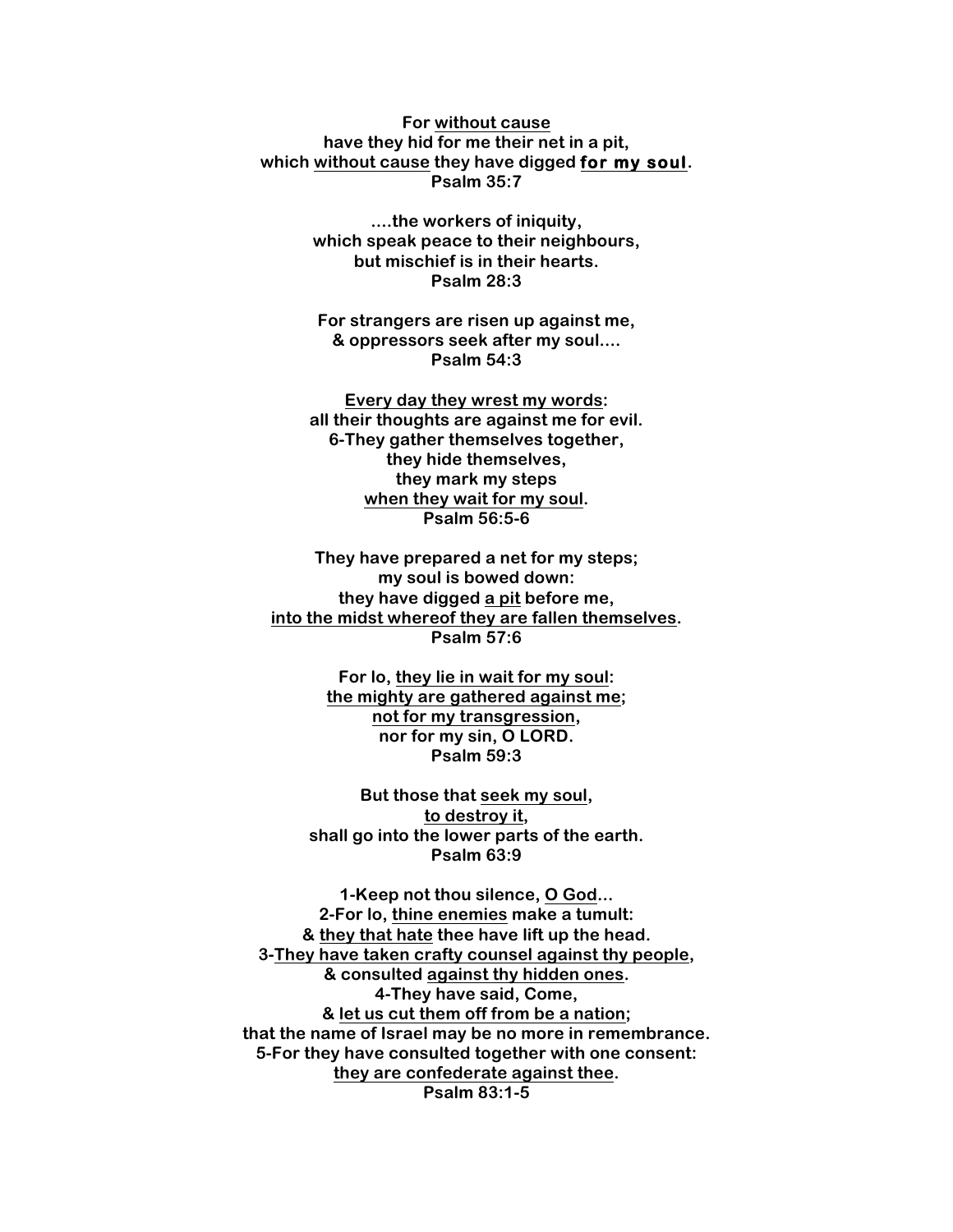**For <u>without cause</u>**
**have they hid for me their net in a pit,**
**which <u>without cause</u> they have digged <u>for my soul</u>.**
**Psalm 35:7**

**....the workers of iniquity,**
**which speak peace to their neighbours,**
**but mischief is in their hearts.**
**Psalm 28:3**

**For strangers are risen up against me,**
**& oppressors seek after my soul....**
**Psalm 54:3**

**<u>Every day they wrest my words</u>:**
**all their thoughts are against me for evil.**
**6-They gather themselves together,**
**they hide themselves,**
**they mark my steps**
**<u>when they wait for my soul</u>.**
**Psalm 56:5-6**

**They have prepared a net for my steps;**
**my soul is bowed down:**
**they have digged <u>a pit</u> before me,**
**<u>into the midst whereof they are fallen themselves</u>.**
**Psalm 57:6**

**For lo, <u>they lie in wait for my soul</u>:**
**<u>the mighty are gathered against me</u>;**
**<u>not for my transgression</u>,**
**nor for my sin, O LORD.**
**Psalm 59:3**

**But those that <u>seek my soul</u>,**
**<u>to destroy it</u>,**
**shall go into the lower parts of the earth.**
**Psalm 63:9**

**1-Keep not thou silence, <u>O God</u>...**
**2-For lo, <u>thine enemies</u> make a tumult:**
**& <u>they that hate</u> thee have lift up the head.**
**3-<u>They have taken crafty counsel against thy people</u>,**
**& consulted <u>against thy hidden ones</u>.**
**4-They have said, Come,**
**& <u>let us cut them off from be a nation</u>;**
**that the name of Israel may be no more in remembrance.**
**5-For they have consulted together with one consent:**
**<u>they are confederate against thee</u>.**
**Psalm 83:1-5**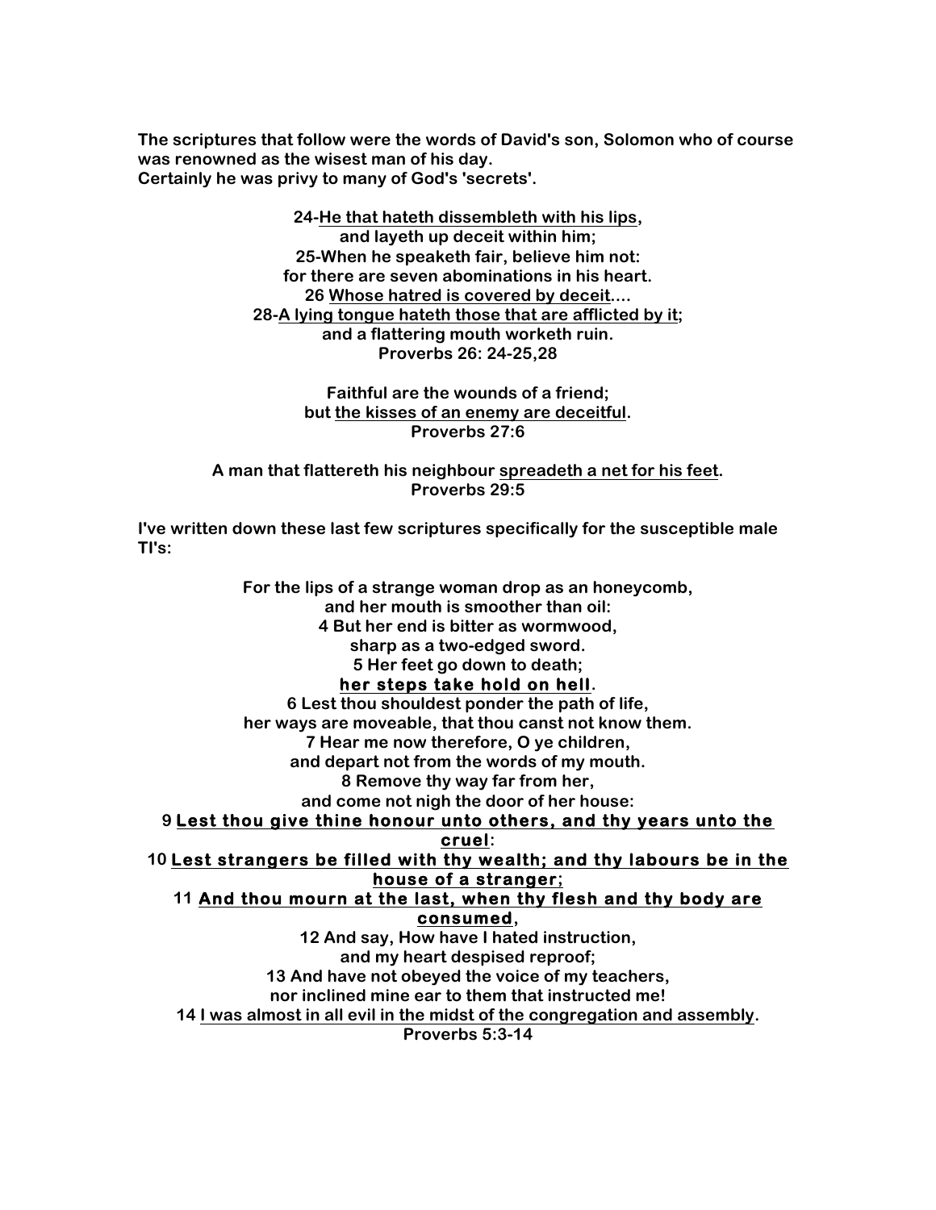**The scriptures that follow were the words of David's son, Solomon who of course was renowned as the wisest man of his day.**
**Certainly he was privy to many of God's 'secrets'.**

**24-<u>He that hateth dissembleth with his lips</u>,**
**and layeth up deceit within him;**
**25-When he speaketh fair, believe him not:**
**for there are seven abominations in his heart.**
**26 <u>Whose hatred is covered by deceit</u>....**
**28-<u>A lying tongue hateth those that are afflicted by it</u>;**
**and a flattering mouth worketh ruin.**
**Proverbs 26: 24-25,28**

**Faithful are the wounds of a friend;**
**but <u>the kisses of an enemy are deceitful</u>.**
**Proverbs 27:6**

**A man that flattereth his neighbour <u>spreadeth a net for his feet</u>.**
**Proverbs 29:5**

**I've written down these last few scriptures specifically for the susceptible male TI's:**

**For the lips of a strange woman drop as an honeycomb,**
**and her mouth is smoother than oil:**
**4 But her end is bitter as wormwood,**
**sharp as a two-edged sword.**
**5 Her feet go down to death;**
**<u>her steps take hold on hell</u>.**
**6 Lest thou shouldest ponder the path of life,**
**her ways are moveable, that thou canst not know them.**
**7 Hear me now therefore, O ye children,**
**and depart not from the words of my mouth.**
**8 Remove thy way far from her,**
**and come not nigh the door of her house:**
**9 <u>Lest thou give thine honour unto others, and thy years unto the cruel</u>:**
**10 <u>Lest strangers be filled with thy wealth; and thy labours be in the house of a stranger</u>;**
**11 <u>And thou mourn at the last, when thy flesh and thy body are consumed</u>,**
**12 And say, How have I hated instruction,**
**and my heart despised reproof;**
**13 And have not obeyed the voice of my teachers,**
**nor inclined mine ear to them that instructed me!**
**14 <u>I was almost in all evil in the midst of the congregation and assembly</u>.**
**Proverbs 5:3-14**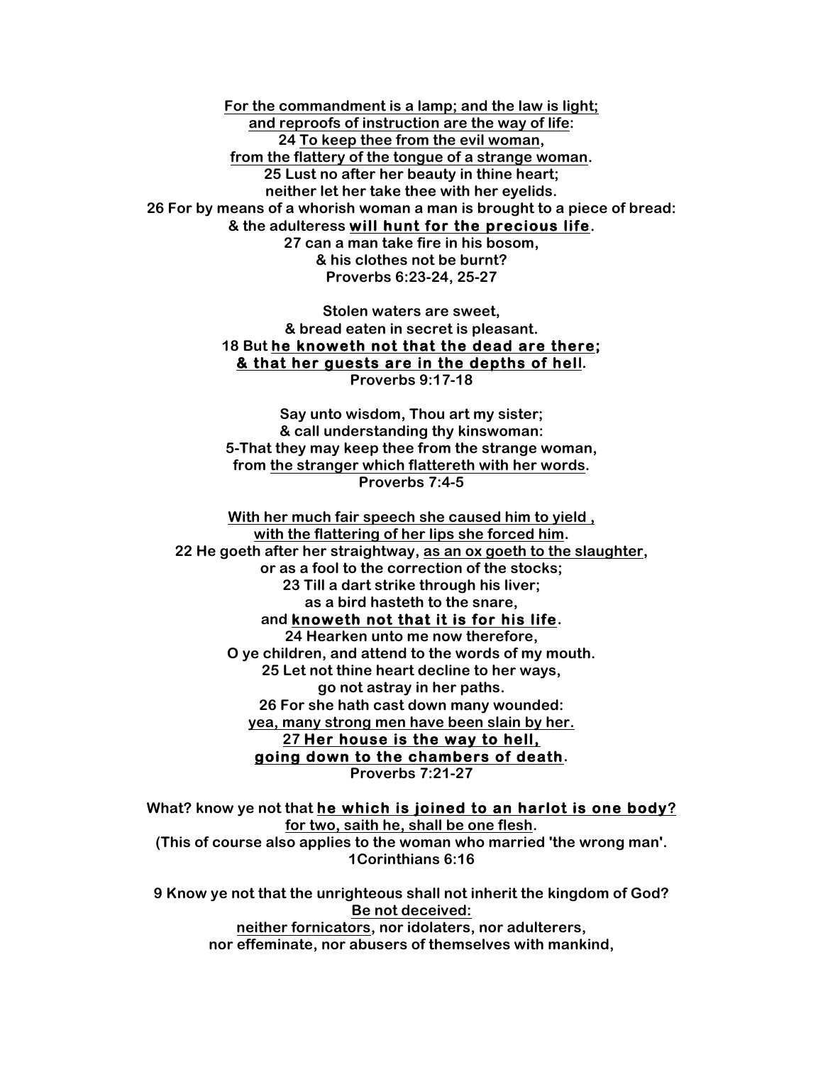**For the commandment is a lamp; and the law is light;**
**and reproofs of instruction are the way of life:**
**24 To keep thee from the evil woman,**
**from the flattery of the tongue of a strange woman.**
**25 Lust no after her beauty in thine heart;**
**neither let her take thee with her eyelids.**
**26 For by means of a whorish woman a man is brought to a piece of bread:**
**& the adulteress will hunt for the precious life.**
**27 can a man take fire in his bosom,**
**& his clothes not be burnt?**
**Proverbs 6:23-24, 25-27**

**Stolen waters are sweet,**
**& bread eaten in secret is pleasant.**
**18 But he knoweth not that the dead are there;**
**& that her guests are in the depths of hell.**
**Proverbs 9:17-18**

**Say unto wisdom, Thou art my sister;**
**& call understanding thy kinswoman:**
**5-That they may keep thee from the strange woman,**
**from the stranger which flattereth with her words.**
**Proverbs 7:4-5**

**With her much fair speech she caused him to yield ,**
**with the flattering of her lips she forced him.**
**22 He goeth after her straightway, as an ox goeth to the slaughter,**
**or as a fool to the correction of the stocks;**
**23 Till a dart strike through his liver;**
**as a bird hasteth to the snare,**
**and knoweth not that it is for his life.**
**24 Hearken unto me now therefore,**
**O ye children, and attend to the words of my mouth.**
**25 Let not thine heart decline to her ways,**
**go not astray in her paths.**
**26 For she hath cast down many wounded:**
**yea, many strong men have been slain by her.**
**27 Her house is the way to hell,**
**going down to the chambers of death.**
**Proverbs 7:21-27**

**What? know ye not that he which is joined to an harlot is one body?**
**for two, saith he, shall be one flesh.**
**(This of course also applies to the woman who married 'the wrong man'.**
**1Corinthians 6:16**

**9 Know ye not that the unrighteous shall not inherit the kingdom of God?**
**Be not deceived:**
**neither fornicators, nor idolaters, nor adulterers,**
**nor effeminate, nor abusers of themselves with mankind,**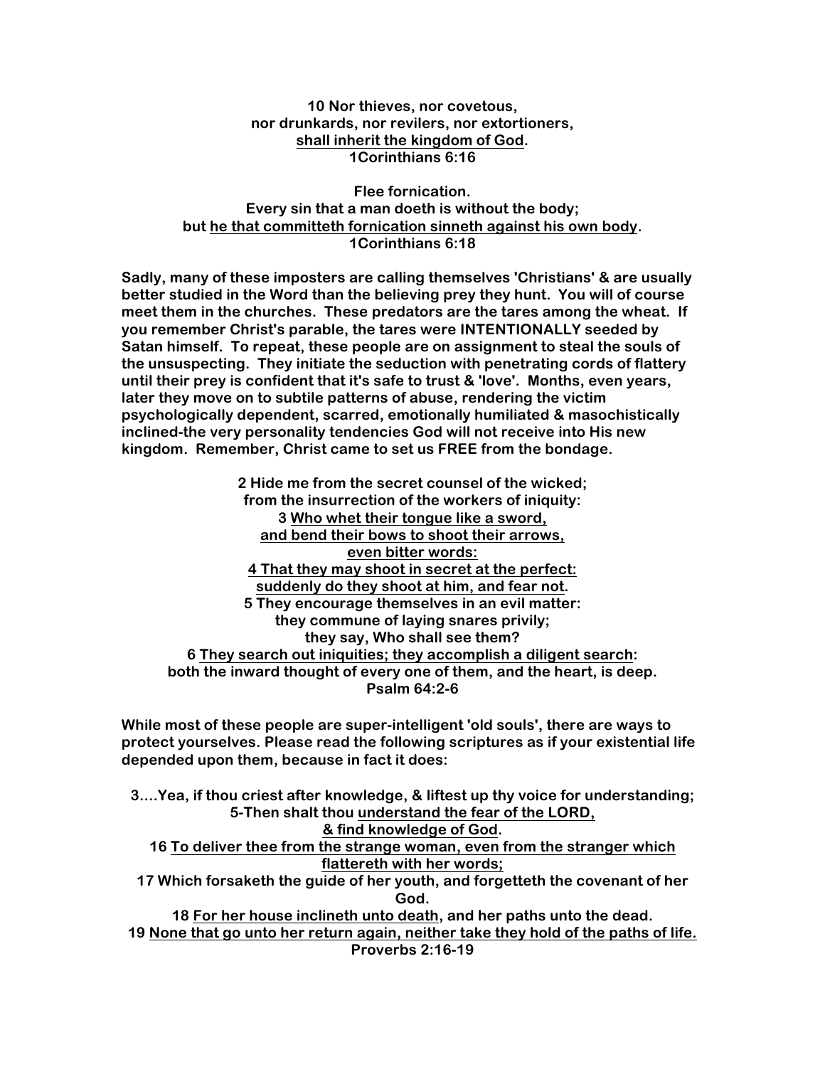**10 Nor thieves, nor covetous,**
**nor drunkards, nor revilers, nor extortioners,**
**<u>shall inherit the kingdom of God</u>.**
**1Corinthians 6:16**

**Flee fornication.**
**Every sin that a man doeth is without the body;**
**but <u>he that committeth fornication sinneth against his own body</u>.**
**1Corinthians 6:18**

**Sadly, many of these imposters are calling themselves 'Christians' & are usually better studied in the Word than the believing prey they hunt. You will of course meet them in the churches. These predators are the tares among the wheat. If you remember Christ's parable, the tares were INTENTIONALLY seeded by Satan himself. To repeat, these people are on assignment to steal the souls of the unsuspecting. They initiate the seduction with penetrating cords of flattery until their prey is confident that it's safe to trust & 'love'. Months, even years, later they move on to subtile patterns of abuse, rendering the victim psychologically dependent, scarred, emotionally humiliated & masochistically inclined-the very personality tendencies God will not receive into His new kingdom. Remember, Christ came to set us FREE from the bondage.**

**2 Hide me from the secret counsel of the wicked;**
**from the insurrection of the workers of iniquity:**
**3 <u>Who whet their tongue like a sword,</u>**
**<u>and bend their bows to shoot their arrows,</u>**
**<u>even bitter words:</u>**
**<u>4 That they may shoot in secret at the perfect:</u>**
**<u>suddenly do they shoot at him, and fear not</u>.**
**5 They encourage themselves in an evil matter:**
**they commune of laying snares privily;**
**they say, Who shall see them?**
**6 <u>They search out iniquities; they accomplish a diligent search</u>:**
**both the inward thought of every one of them, and the heart, is deep.**
**Psalm 64:2-6**

**While most of these people are super-intelligent 'old souls', there are ways to protect yourselves. Please read the following scriptures as if your existential life depended upon them, because in fact it does:**

**3....Yea, if thou criest after knowledge, & liftest up thy voice for understanding;**
**5-Then shalt thou <u>understand the fear of the LORD,</u>**
**<u>& find knowledge of God</u>.**
**16 <u>To deliver thee from the strange woman, even from the stranger which flattereth with her words;</u>**
**17 Which forsaketh the guide of her youth, and forgetteth the covenant of her God.**
**18 <u>For her house inclineth unto death</u>, and her paths unto the dead.**
**19 <u>None that go unto her return again, neither take they hold of the paths of life.</u>**
**Proverbs 2:16-19**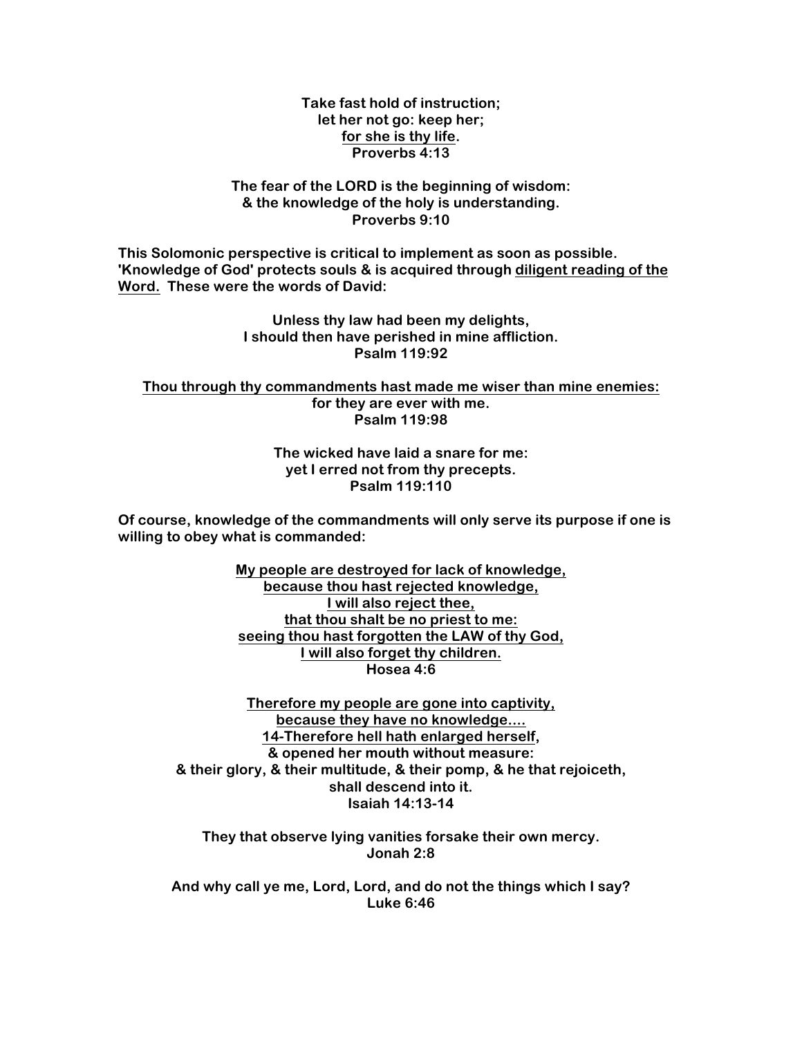**Take fast hold of instruction;**
**let her not go: keep her;**
**<u>for she is thy life</u>.**
**Proverbs 4:13**

**The fear of the LORD is the beginning of wisdom:**
**& the knowledge of the holy is understanding.**
**Proverbs 9:10**

**This Solomonic perspective is critical to implement as soon as possible. 'Knowledge of God' protects souls & is acquired through <u>diligent reading of the Word.</u> These were the words of David:**

**Unless thy law had been my delights,**
**I should then have perished in mine affliction.**
**Psalm 119:92**

**<u>Thou through thy commandments hast made me wiser than mine enemies:</u>**
**for they are ever with me.**
**Psalm 119:98**

**The wicked have laid a snare for me:**
**yet I erred not from thy precepts.**
**Psalm 119:110**

**Of course, knowledge of the commandments will only serve its purpose if one is willing to obey what is commanded:**

**<u>My people are destroyed for lack of knowledge,</u>**
**<u>because thou hast rejected knowledge,</u>**
**<u>I will also reject thee,</u>**
**<u>that thou shalt be no priest to me:</u>**
**<u>seeing thou hast forgotten the LAW of thy God,</u>**
**<u>I will also forget thy children.</u>**
**Hosea 4:6**

**<u>Therefore my people are gone into captivity,</u>**
**<u>because they have no knowledge....</u>**
**<u>14-Therefore hell hath enlarged herself</u>,**
**& opened her mouth without measure:**
**& their glory, & their multitude, & their pomp, & he that rejoiceth,**
**shall descend into it.**
**Isaiah 14:13-14**

**They that observe lying vanities forsake their own mercy.**
**Jonah 2:8**

**And why call ye me, Lord, Lord, and do not the things which I say?**
**Luke 6:46**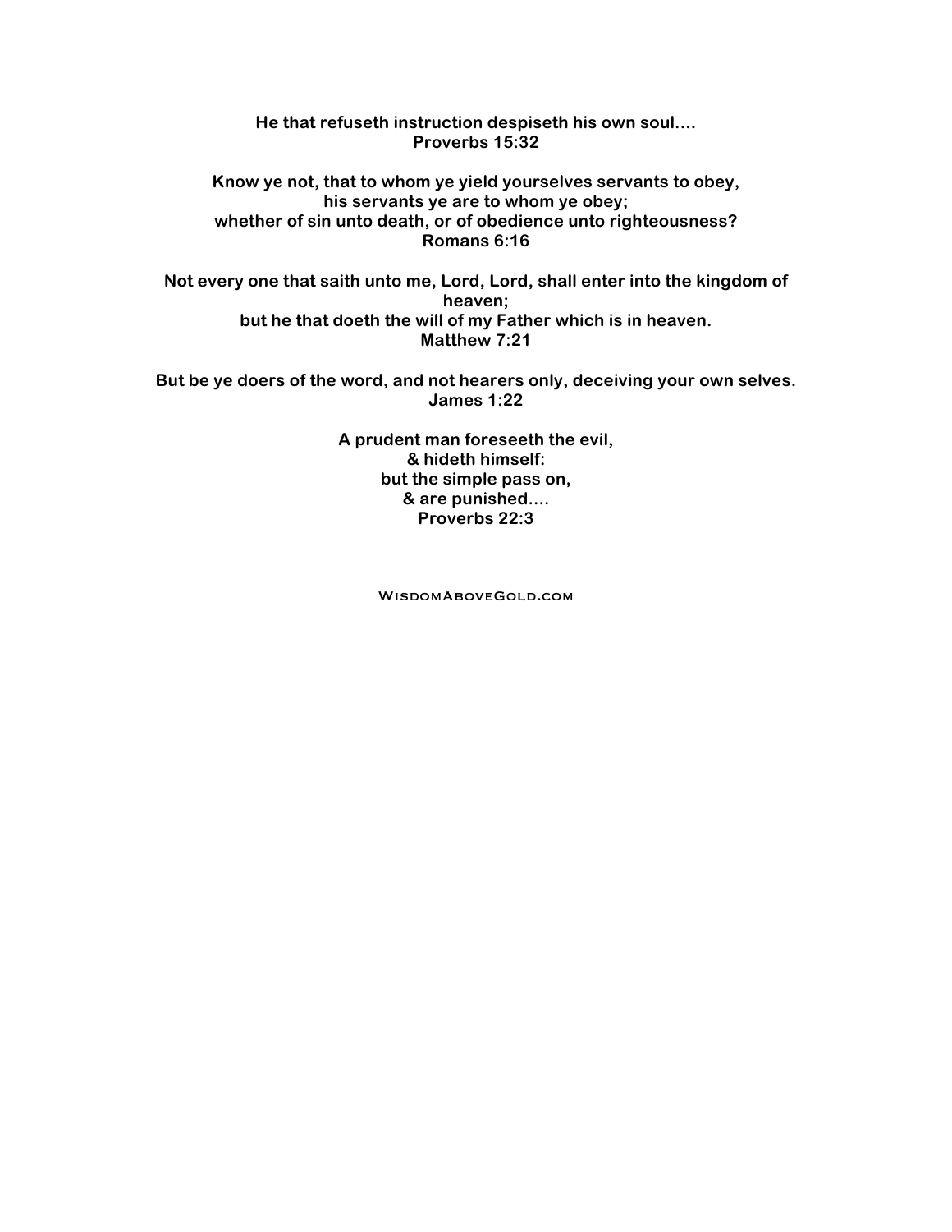**He that refuseth instruction despiseth his own soul....**
**Proverbs 15:32**

**Know ye not, that to whom ye yield yourselves servants to obey,**
**his servants ye are to whom ye obey;**
**whether of sin unto death, or of obedience unto righteousness?**
**Romans 6:16**

**Not every one that saith unto me, Lord, Lord, shall enter into the kingdom of heaven;**
**<u>but he that doeth the will of my Father</u> which is in heaven.**
**Matthew 7:21**

**But be ye doers of the word, and not hearers only, deceiving your own selves.**
**James 1:22**

**A prudent man foreseeth the evil,**
**& hideth himself:**
**but the simple pass on,**
**& are punished....**
**Proverbs 22:3**

WisdomAboveGold.com